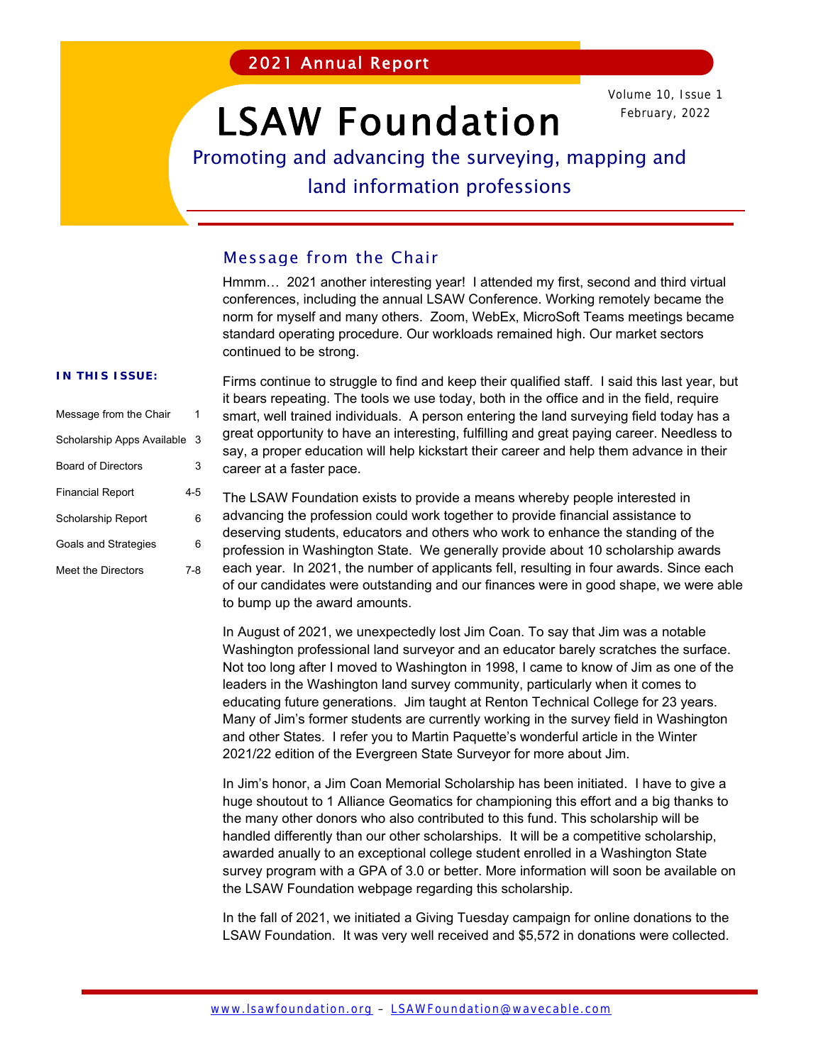2021 Annual Report

Volume 10, Issue 1
February, 2022

# LSAW Foundation

Promoting and advancing the surveying, mapping and land information professions

**IN THIS ISSUE:**

| | |
|---|---|
| Message from the Chair | 1 |
| Scholarship Apps Available | 3 |
| Board of Directors | 3 |
| Financial Report | 4-5 |
| Scholarship Report | 6 |
| Goals and Strategies | 6 |
| Meet the Directors | 7-8 |

## Message from the Chair

Hmmm… 2021 another interesting year! I attended my first, second and third virtual conferences, including the annual LSAW Conference. Working remotely became the norm for myself and many others. Zoom, WebEx, MicroSoft Teams meetings became standard operating procedure. Our workloads remained high. Our market sectors continued to be strong.

Firms continue to struggle to find and keep their qualified staff. I said this last year, but it bears repeating. The tools we use today, both in the office and in the field, require smart, well trained individuals. A person entering the land surveying field today has a great opportunity to have an interesting, fulfilling and great paying career. Needless to say, a proper education will help kickstart their career and help them advance in their career at a faster pace.

The LSAW Foundation exists to provide a means whereby people interested in advancing the profession could work together to provide financial assistance to deserving students, educators and others who work to enhance the standing of the profession in Washington State. We generally provide about 10 scholarship awards each year. In 2021, the number of applicants fell, resulting in four awards. Since each of our candidates were outstanding and our finances were in good shape, we were able to bump up the award amounts.

In August of 2021, we unexpectedly lost Jim Coan. To say that Jim was a notable Washington professional land surveyor and an educator barely scratches the surface. Not too long after I moved to Washington in 1998, I came to know of Jim as one of the leaders in the Washington land survey community, particularly when it comes to educating future generations. Jim taught at Renton Technical College for 23 years. Many of Jim's former students are currently working in the survey field in Washington and other States. I refer you to Martin Paquette's wonderful article in the Winter 2021/22 edition of the Evergreen State Surveyor for more about Jim.

In Jim's honor, a Jim Coan Memorial Scholarship has been initiated. I have to give a huge shoutout to 1 Alliance Geomatics for championing this effort and a big thanks to the many other donors who also contributed to this fund. This scholarship will be handled differently than our other scholarships. It will be a competitive scholarship, awarded anually to an exceptional college student enrolled in a Washington State survey program with a GPA of 3.0 or better. More information will soon be available on the LSAW Foundation webpage regarding this scholarship.

In the fall of 2021, we initiated a Giving Tuesday campaign for online donations to the LSAW Foundation. It was very well received and $5,572 in donations were collected.

www.lsawfoundation.org – LSAWFoundation@wavecable.com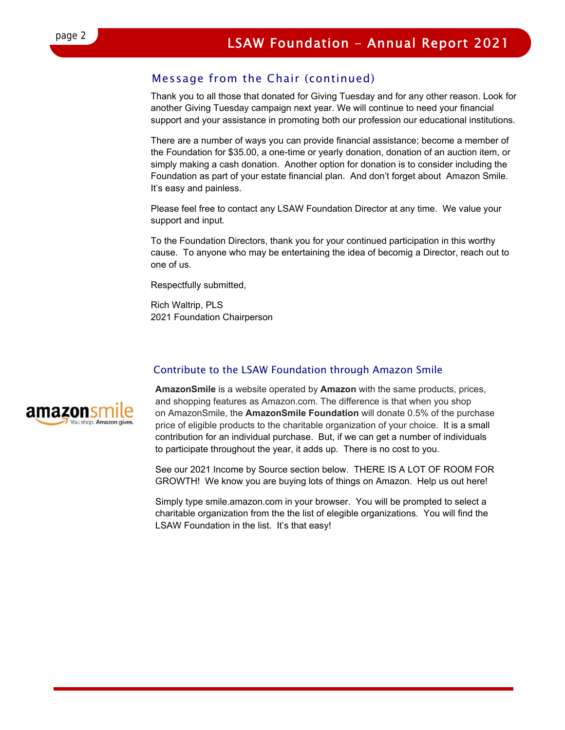## Message from the Chair (continued)

Thank you to all those that donated for Giving Tuesday and for any other reason. Look for another Giving Tuesday campaign next year. We will continue to need your financial support and your assistance in promoting both our profession our educational institutions.

There are a number of ways you can provide financial assistance; become a member of the Foundation for $35.00, a one-time or yearly donation, donation of an auction item, or simply making a cash donation. Another option for donation is to consider including the Foundation as part of your estate financial plan. And don't forget about Amazon Smile. It's easy and painless.

Please feel free to contact any LSAW Foundation Director at any time. We value your support and input.

To the Foundation Directors, thank you for your continued participation in this worthy cause. To anyone who may be entertaining the idea of becomig a Director, reach out to one of us.

Respectfully submitted,

Rich Waltrip, PLS
2021 Foundation Chairperson

## Contribute to the LSAW Foundation through Amazon Smile

**AmazonSmile** is a website operated by **Amazon** with the same products, prices, and shopping features as Amazon.com. The difference is that when you shop on AmazonSmile, the **AmazonSmile Foundation** will donate 0.5% of the purchase price of eligible products to the charitable organization of your choice. It is a small contribution for an individual purchase. But, if we can get a number of individuals to participate throughout the year, it adds up. There is no cost to you.

See our 2021 Income by Source section below. THERE IS A LOT OF ROOM FOR GROWTH! We know you are buying lots of things on Amazon. Help us out here!

Simply type smile.amazon.com in your browser. You will be prompted to select a charitable organization from the the list of elegible organizations. You will find the LSAW Foundation in the list. It's that easy!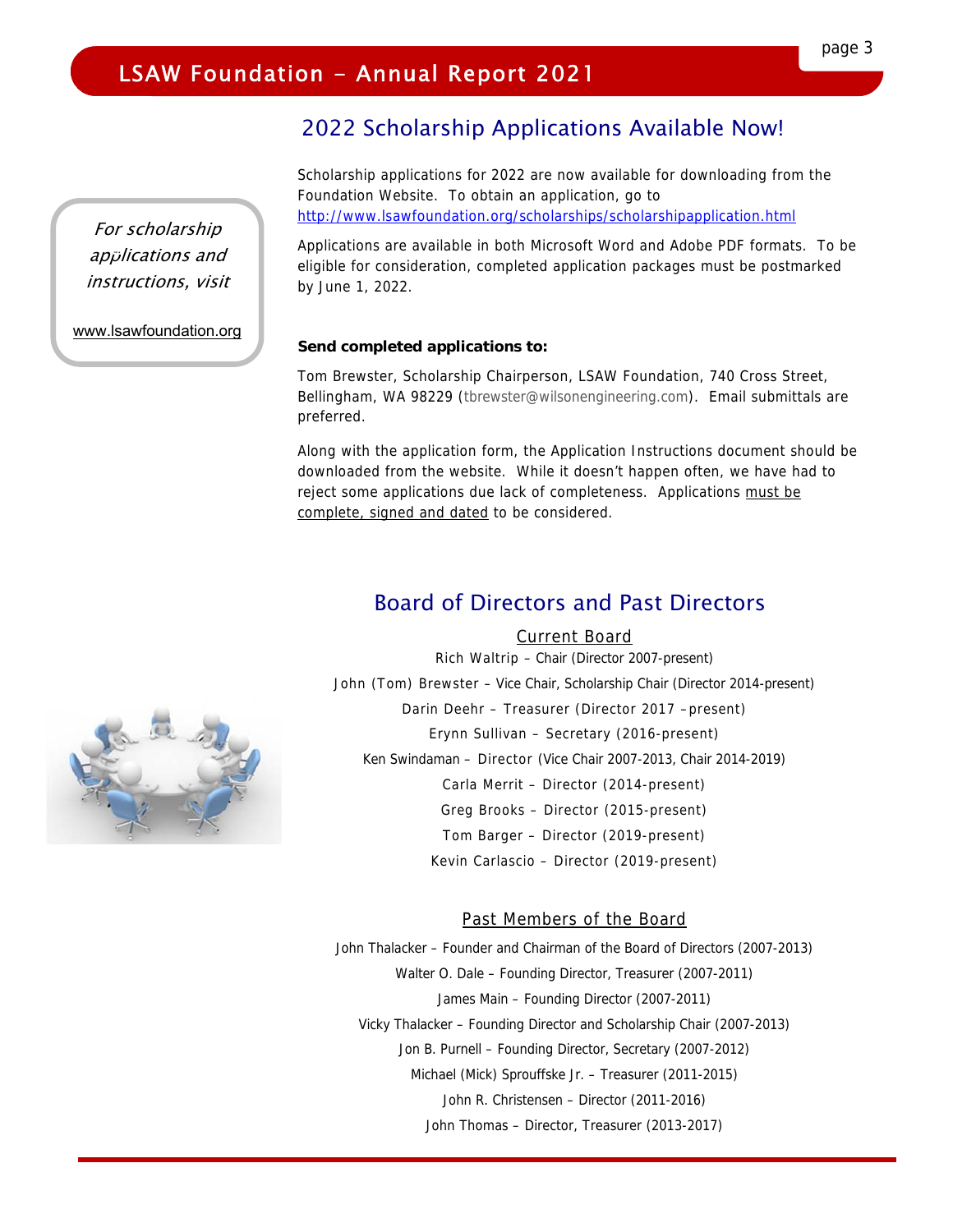## 2022 Scholarship Applications Available Now!

*For scholarship applications and instructions, visit*

www.lsawfoundation.org

Scholarship applications for 2022 are now available for downloading from the Foundation Website. To obtain an application, go to http://www.lsawfoundation.org/scholarships/scholarshipapplication.html

Applications are available in both Microsoft Word and Adobe PDF formats. To be eligible for consideration, completed application packages must be postmarked by June 1, 2022.

**Send completed applications to:**

Tom Brewster, Scholarship Chairperson, LSAW Foundation, 740 Cross Street, Bellingham, WA 98229 (tbrewster@wilsonengineering.com). Email submittals are preferred.

Along with the application form, the Application Instructions document should be downloaded from the website. While it doesn't happen often, we have had to reject some applications due lack of completeness. Applications must be complete, signed and dated to be considered.

## Board of Directors and Past Directors

### Current Board

Rich Waltrip – Chair (Director 2007-present)

John (Tom) Brewster – Vice Chair, Scholarship Chair (Director 2014-present)

Darin Deehr – Treasurer (Director 2017 –present)

Erynn Sullivan – Secretary (2016-present)

Ken Swindaman – Director (Vice Chair 2007-2013, Chair 2014-2019)

Carla Merrit – Director (2014-present)

Greg Brooks – Director (2015-present)

Tom Barger – Director (2019-present)

Kevin Carlascio – Director (2019-present)

### Past Members of the Board

John Thalacker – Founder and Chairman of the Board of Directors (2007-2013)

Walter O. Dale – Founding Director, Treasurer (2007-2011)

James Main – Founding Director (2007-2011)

Vicky Thalacker – Founding Director and Scholarship Chair (2007-2013)

Jon B. Purnell – Founding Director, Secretary (2007-2012)

Michael (Mick) Sprouffske Jr. – Treasurer (2011-2015)

John R. Christensen – Director (2011-2016)

John Thomas – Director, Treasurer (2013-2017)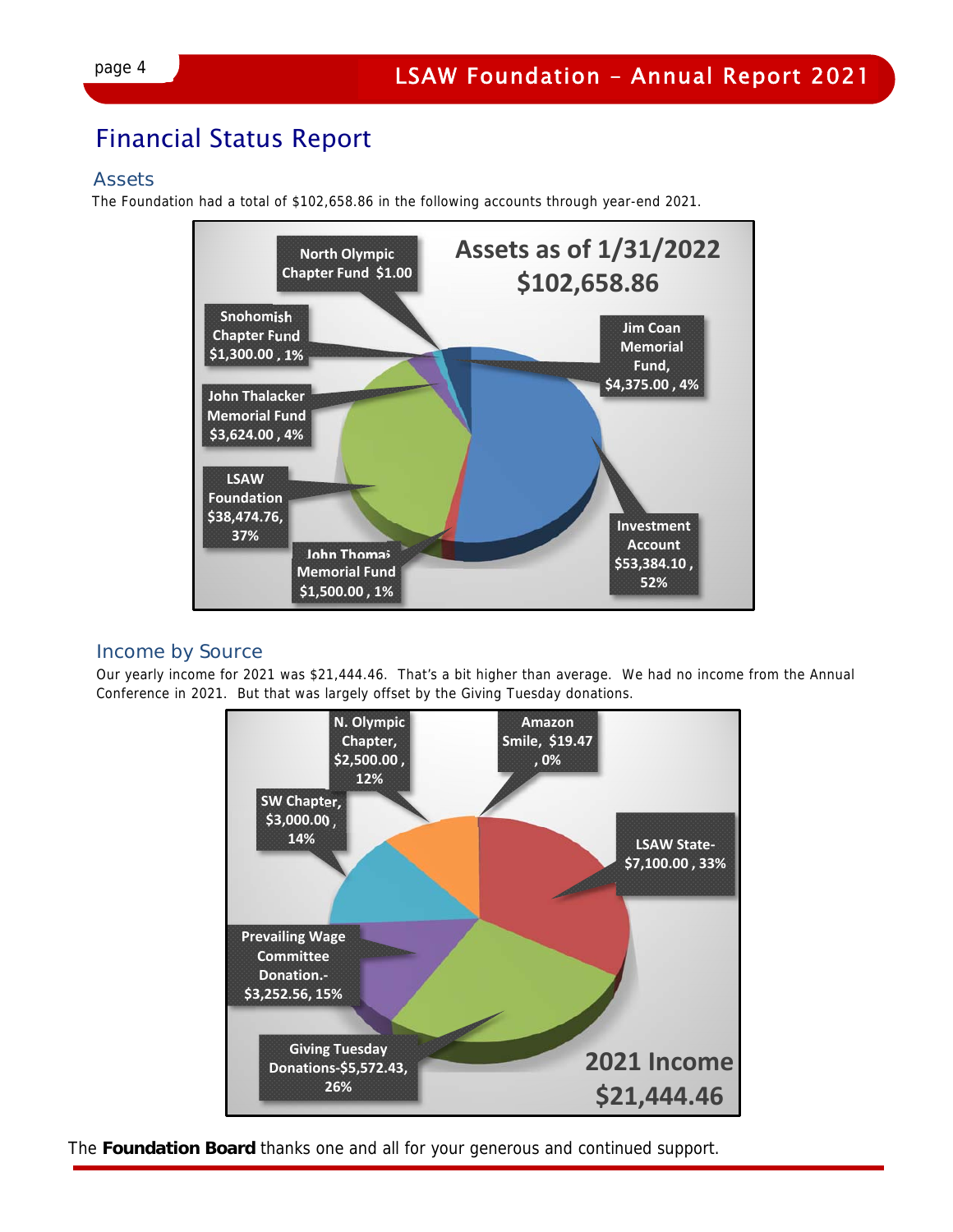# Financial Status Report

## Assets

The Foundation had a total of $102,658.86 in the following accounts through year-end 2021.

**Assets as of 1/31/2022**
**$102,658.86**

- North Olympic Chapter Fund $1.00
- Snohomish Chapter Fund $1,300.00 , 1%
- Jim Coan Memorial Fund, $4,375.00 , 4%
- John Thalacker Memorial Fund $3,624.00 , 4%
- LSAW Foundation $38,474.76, 37%
- John Thomas Memorial Fund $1,500.00 , 1%
- Investment Account $53,384.10 , 52%

## Income by Source

Our yearly income for 2021 was $21,444.46. That's a bit higher than average. We had no income from the Annual Conference in 2021. But that was largely offset by the Giving Tuesday donations.

- N. Olympic Chapter, $2,500.00 , 12%
- Amazon Smile, $19.47 , 0%
- SW Chapter, $3,000.00 , 14%
- LSAW State- $7,100.00 , 33%
- Prevailing Wage Committee Donation.- $3,252.56, 15%
- Giving Tuesday Donations-$5,572.43, 26%

**2021 Income**
**$21,444.46**

The **Foundation Board** thanks one and all for your generous and continued support.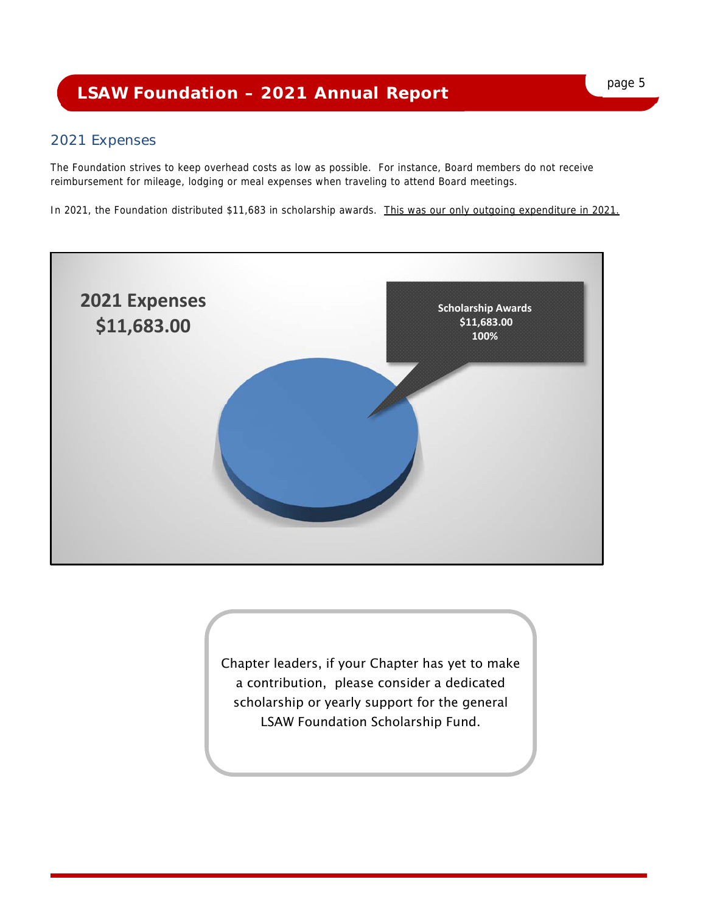## 2021 Expenses

The Foundation strives to keep overhead costs as low as possible. For instance, Board members do not receive reimbursement for mileage, lodging or meal expenses when traveling to attend Board meetings.

In 2021, the Foundation distributed $11,683 in scholarship awards. <u>This was our only outgoing expenditure in 2021.</u>

**2021 Expenses**
**$11,683.00**

**Scholarship Awards**
**$11,683.00**
**100%**

Chapter leaders, if your Chapter has yet to make a contribution, please consider a dedicated scholarship or yearly support for the general LSAW Foundation Scholarship Fund.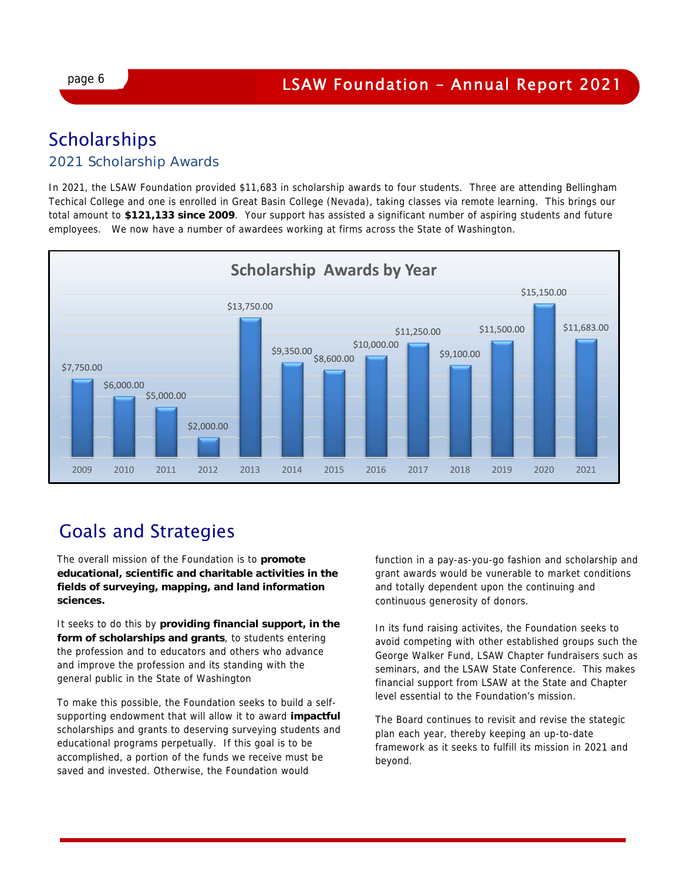# Scholarships

## 2021 Scholarship Awards

In 2021, the LSAW Foundation provided $11,683 in scholarship awards to four students. Three are attending Bellingham Techical College and one is enrolled in Great Basin College (Nevada), taking classes via remote learning. This brings our total amount to **$121,133 since 2009**. Your support has assisted a significant number of aspiring students and future employees. We now have a number of awardees working at firms across the State of Washington.

**Scholarship Awards by Year**

| Year | Amount |
|---|---|
| 2009 | $7,750.00 |
| 2010 | $6,000.00 |
| 2011 | $5,000.00 |
| 2012 | $2,000.00 |
| 2013 | $13,750.00 |
| 2014 | $9,350.00 |
| 2015 | $8,600.00 |
| 2016 | $10,000.00 |
| 2017 | $11,250.00 |
| 2018 | $9,100.00 |
| 2019 | $11,500.00 |
| 2020 | $15,150.00 |
| 2021 | $11,683.00 |

# Goals and Strategies

The overall mission of the Foundation is to **promote educational, scientific and charitable activities in the fields of surveying, mapping, and land information sciences.**

It seeks to do this by **providing financial support, in the form of scholarships and grants**, to students entering the profession and to educators and others who advance and improve the profession and its standing with the general public in the State of Washington

To make this possible, the Foundation seeks to build a self-supporting endowment that will allow it to award **impactful** scholarships and grants to deserving surveying students and educational programs perpetually. If this goal is to be accomplished, a portion of the funds we receive must be saved and invested. Otherwise, the Foundation would function in a pay-as-you-go fashion and scholarship and grant awards would be vunerable to market conditions and totally dependent upon the continuing and continuous generosity of donors.

In its fund raising activites, the Foundation seeks to avoid competing with other established groups such the George Walker Fund, LSAW Chapter fundraisers such as seminars, and the LSAW State Conference. This makes financial support from LSAW at the State and Chapter level essential to the Foundation's mission.

The Board continues to revisit and revise the stategic plan each year, thereby keeping an up-to-date framework as it seeks to fulfill its mission in 2021 and beyond.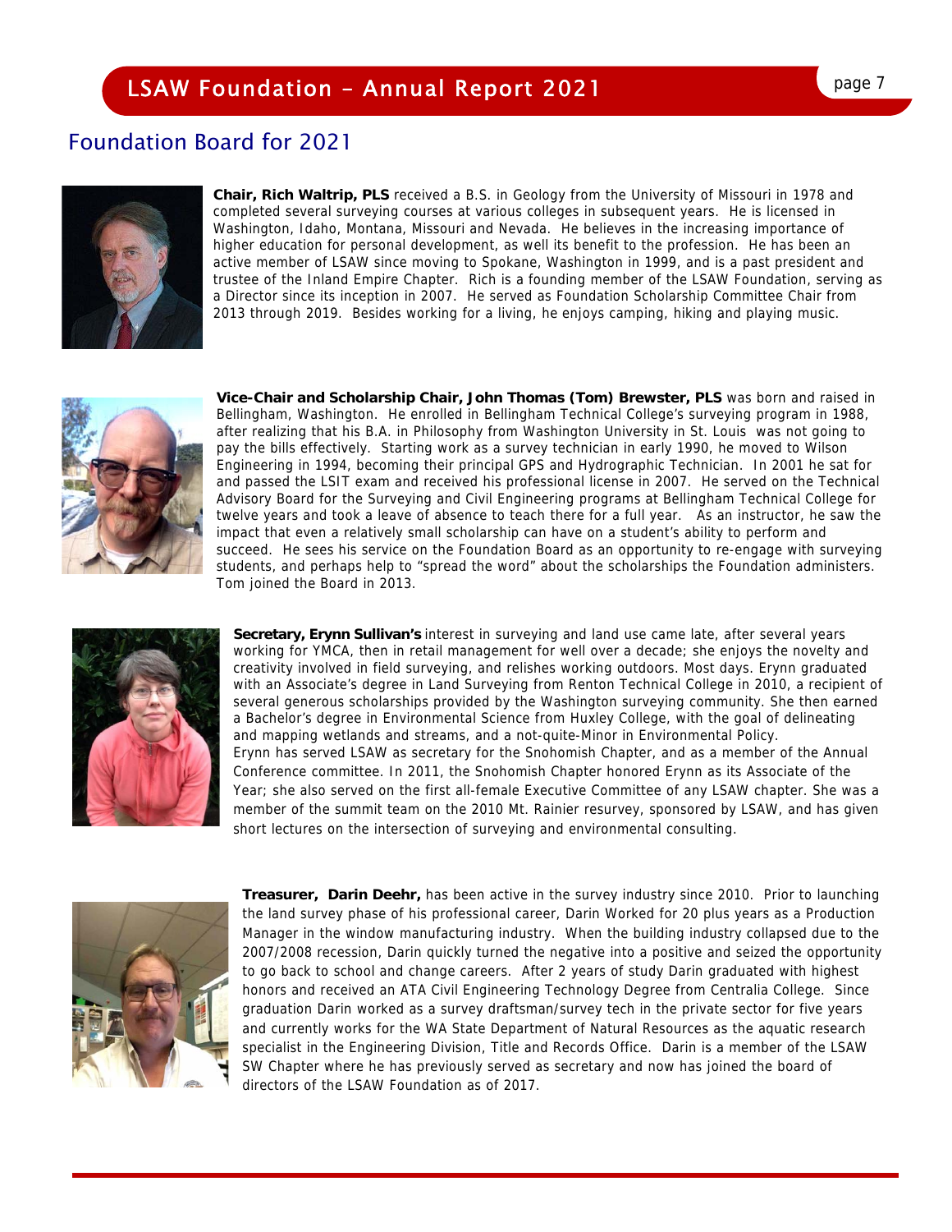## Foundation Board for 2021

**Chair, Rich Waltrip, PLS** received a B.S. in Geology from the University of Missouri in 1978 and completed several surveying courses at various colleges in subsequent years. He is licensed in Washington, Idaho, Montana, Missouri and Nevada. He believes in the increasing importance of higher education for personal development, as well its benefit to the profession. He has been an active member of LSAW since moving to Spokane, Washington in 1999, and is a past president and trustee of the Inland Empire Chapter. Rich is a founding member of the LSAW Foundation, serving as a Director since its inception in 2007. He served as Foundation Scholarship Committee Chair from 2013 through 2019. Besides working for a living, he enjoys camping, hiking and playing music.

**Vice-Chair and Scholarship Chair, John Thomas (Tom) Brewster, PLS** was born and raised in Bellingham, Washington. He enrolled in Bellingham Technical College's surveying program in 1988, after realizing that his B.A. in Philosophy from Washington University in St. Louis was not going to pay the bills effectively. Starting work as a survey technician in early 1990, he moved to Wilson Engineering in 1994, becoming their principal GPS and Hydrographic Technician. In 2001 he sat for and passed the LSIT exam and received his professional license in 2007. He served on the Technical Advisory Board for the Surveying and Civil Engineering programs at Bellingham Technical College for twelve years and took a leave of absence to teach there for a full year. As an instructor, he saw the impact that even a relatively small scholarship can have on a student's ability to perform and succeed. He sees his service on the Foundation Board as an opportunity to re-engage with surveying students, and perhaps help to "spread the word" about the scholarships the Foundation administers. Tom joined the Board in 2013.

**Secretary, Erynn Sullivan's** interest in surveying and land use came late, after several years working for YMCA, then in retail management for well over a decade; she enjoys the novelty and creativity involved in field surveying, and relishes working outdoors. Most days. Erynn graduated with an Associate's degree in Land Surveying from Renton Technical College in 2010, a recipient of several generous scholarships provided by the Washington surveying community. She then earned a Bachelor's degree in Environmental Science from Huxley College, with the goal of delineating and mapping wetlands and streams, and a not-quite-Minor in Environmental Policy. Erynn has served LSAW as secretary for the Snohomish Chapter, and as a member of the Annual Conference committee. In 2011, the Snohomish Chapter honored Erynn as its Associate of the Year; she also served on the first all-female Executive Committee of any LSAW chapter. She was a member of the summit team on the 2010 Mt. Rainier resurvey, sponsored by LSAW, and has given short lectures on the intersection of surveying and environmental consulting.

**Treasurer, Darin Deehr,** has been active in the survey industry since 2010. Prior to launching the land survey phase of his professional career, Darin Worked for 20 plus years as a Production Manager in the window manufacturing industry. When the building industry collapsed due to the 2007/2008 recession, Darin quickly turned the negative into a positive and seized the opportunity to go back to school and change careers. After 2 years of study Darin graduated with highest honors and received an ATA Civil Engineering Technology Degree from Centralia College. Since graduation Darin worked as a survey draftsman/survey tech in the private sector for five years and currently works for the WA State Department of Natural Resources as the aquatic research specialist in the Engineering Division, Title and Records Office. Darin is a member of the LSAW SW Chapter where he has previously served as secretary and now has joined the board of directors of the LSAW Foundation as of 2017.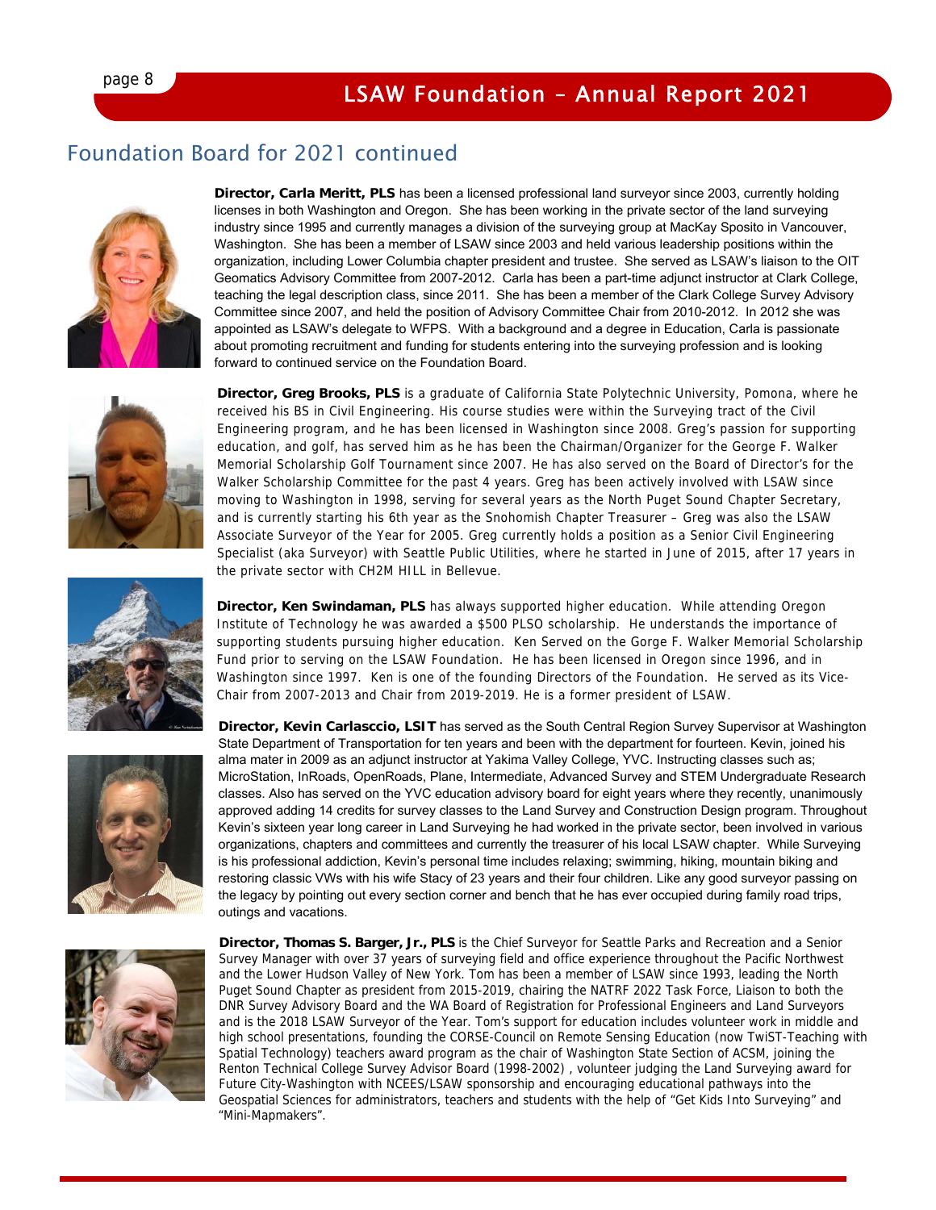## Foundation Board for 2021 continued

**Director, Carla Meritt, PLS** has been a licensed professional land surveyor since 2003, currently holding licenses in both Washington and Oregon. She has been working in the private sector of the land surveying industry since 1995 and currently manages a division of the surveying group at MacKay Sposito in Vancouver, Washington. She has been a member of LSAW since 2003 and held various leadership positions within the organization, including Lower Columbia chapter president and trustee. She served as LSAW's liaison to the OIT Geomatics Advisory Committee from 2007-2012. Carla has been a part-time adjunct instructor at Clark College, teaching the legal description class, since 2011. She has been a member of the Clark College Survey Advisory Committee since 2007, and held the position of Advisory Committee Chair from 2010-2012. In 2012 she was appointed as LSAW's delegate to WFPS. With a background and a degree in Education, Carla is passionate about promoting recruitment and funding for students entering into the surveying profession and is looking forward to continued service on the Foundation Board.

**Director, Greg Brooks, PLS** is a graduate of California State Polytechnic University, Pomona, where he received his BS in Civil Engineering. His course studies were within the Surveying tract of the Civil Engineering program, and he has been licensed in Washington since 2008. Greg's passion for supporting education, and golf, has served him as he has been the Chairman/Organizer for the George F. Walker Memorial Scholarship Golf Tournament since 2007. He has also served on the Board of Director's for the Walker Scholarship Committee for the past 4 years. Greg has been actively involved with LSAW since moving to Washington in 1998, serving for several years as the North Puget Sound Chapter Secretary, and is currently starting his 6th year as the Snohomish Chapter Treasurer – Greg was also the LSAW Associate Surveyor of the Year for 2005. Greg currently holds a position as a Senior Civil Engineering Specialist (aka Surveyor) with Seattle Public Utilities, where he started in June of 2015, after 17 years in the private sector with CH2M HILL in Bellevue.

**Director, Ken Swindaman, PLS** has always supported higher education. While attending Oregon Institute of Technology he was awarded a $500 PLSO scholarship. He understands the importance of supporting students pursuing higher education. Ken Served on the Gorge F. Walker Memorial Scholarship Fund prior to serving on the LSAW Foundation. He has been licensed in Oregon since 1996, and in Washington since 1997. Ken is one of the founding Directors of the Foundation. He served as its Vice-Chair from 2007-2013 and Chair from 2019-2019. He is a former president of LSAW.

**Director, Kevin Carlasccio, LSIT** has served as the South Central Region Survey Supervisor at Washington State Department of Transportation for ten years and been with the department for fourteen. Kevin, joined his alma mater in 2009 as an adjunct instructor at Yakima Valley College, YVC. Instructing classes such as; MicroStation, InRoads, OpenRoads, Plane, Intermediate, Advanced Survey and STEM Undergraduate Research classes. Also has served on the YVC education advisory board for eight years where they recently, unanimously approved adding 14 credits for survey classes to the Land Survey and Construction Design program. Throughout Kevin's sixteen year long career in Land Surveying he had worked in the private sector, been involved in various organizations, chapters and committees and currently the treasurer of his local LSAW chapter. While Surveying is his professional addiction, Kevin's personal time includes relaxing; swimming, hiking, mountain biking and restoring classic VWs with his wife Stacy of 23 years and their four children. Like any good surveyor passing on the legacy by pointing out every section corner and bench that he has ever occupied during family road trips, outings and vacations.

**Director, Thomas S. Barger, Jr., PLS** is the Chief Surveyor for Seattle Parks and Recreation and a Senior Survey Manager with over 37 years of surveying field and office experience throughout the Pacific Northwest and the Lower Hudson Valley of New York. Tom has been a member of LSAW since 1993, leading the North Puget Sound Chapter as president from 2015-2019, chairing the NATRF 2022 Task Force, Liaison to both the DNR Survey Advisory Board and the WA Board of Registration for Professional Engineers and Land Surveyors and is the 2018 LSAW Surveyor of the Year. Tom's support for education includes volunteer work in middle and high school presentations, founding the CORSE-Council on Remote Sensing Education (now TwiST-Teaching with Spatial Technology) teachers award program as the chair of Washington State Section of ACSM, joining the Renton Technical College Survey Advisor Board (1998-2002) , volunteer judging the Land Surveying award for Future City-Washington with NCEES/LSAW sponsorship and encouraging educational pathways into the Geospatial Sciences for administrators, teachers and students with the help of "Get Kids Into Surveying" and "Mini-Mapmakers".